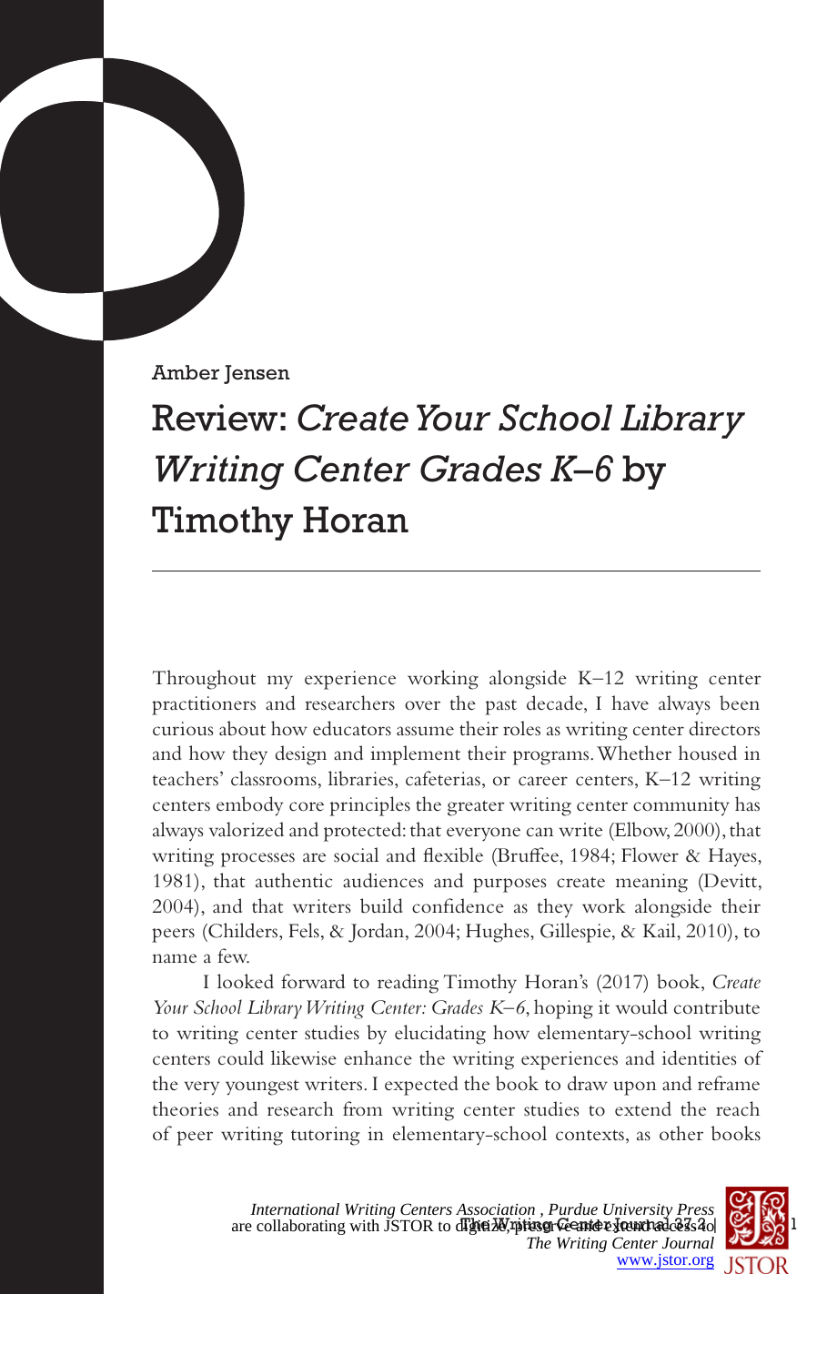Amber Jensen

# Review: *Create Your School Library Writing Center Grades K–6* by Timothy Horan

Throughout my experience working alongside K–12 writing center practitioners and researchers over the past decade, I have always been curious about how educators assume their roles as writing center directors and how they design and implement their programs. Whether housed in teachers' classrooms, libraries, cafeterias, or career centers, K–12 writing centers embody core principles the greater writing center community has always valorized and protected: that everyone can write (Elbow, 2000), that writing processes are social and flexible (Bruffee, 1984; Flower & Hayes, 1981), that authentic audiences and purposes create meaning (Devitt, 2004), and that writers build confidence as they work alongside their peers (Childers, Fels, & Jordan, 2004; Hughes, Gillespie, & Kail, 2010), to name a few.

I looked forward to reading Timothy Horan's (2017) book, *Create Your School Library Writing Center: Grades K–6*, hoping it would contribute to writing center studies by elucidating how elementary-school writing centers could likewise enhance the writing experiences and identities of the very youngest writers. I expected the book to draw upon and reframe theories and research from writing center studies to extend the reach of peer writing tutoring in elementary-school contexts, as other books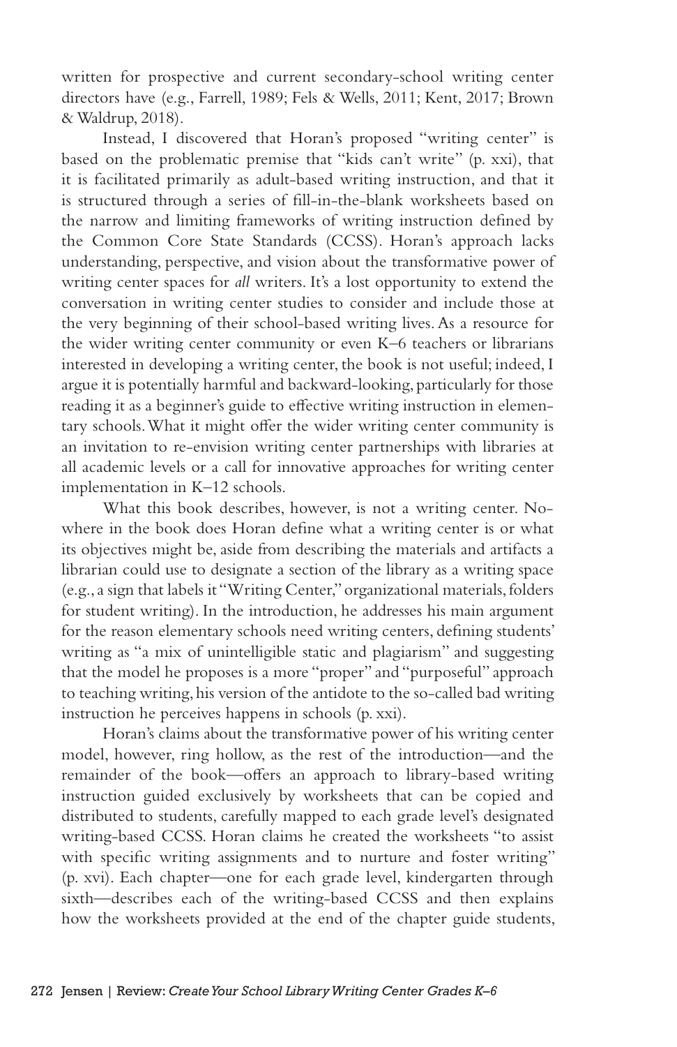written for prospective and current secondary-school writing center directors have (e.g., Farrell, 1989; Fels & Wells, 2011; Kent, 2017; Brown & Waldrup, 2018).

Instead, I discovered that Horan's proposed "writing center" is based on the problematic premise that "kids can't write" (p. xxi), that it is facilitated primarily as adult-based writing instruction, and that it is structured through a series of fill-in-the-blank worksheets based on the narrow and limiting frameworks of writing instruction defined by the Common Core State Standards (CCSS). Horan's approach lacks understanding, perspective, and vision about the transformative power of writing center spaces for *all* writers. It's a lost opportunity to extend the conversation in writing center studies to consider and include those at the very beginning of their school-based writing lives. As a resource for the wider writing center community or even K–6 teachers or librarians interested in developing a writing center, the book is not useful; indeed, I argue it is potentially harmful and backward-looking, particularly for those reading it as a beginner's guide to effective writing instruction in elementary schools. What it might offer the wider writing center community is an invitation to re-envision writing center partnerships with libraries at all academic levels or a call for innovative approaches for writing center implementation in K–12 schools.

What this book describes, however, is not a writing center. Nowhere in the book does Horan define what a writing center is or what its objectives might be, aside from describing the materials and artifacts a librarian could use to designate a section of the library as a writing space (e.g., a sign that labels it "Writing Center," organizational materials, folders for student writing). In the introduction, he addresses his main argument for the reason elementary schools need writing centers, defining students' writing as "a mix of unintelligible static and plagiarism" and suggesting that the model he proposes is a more "proper" and "purposeful" approach to teaching writing, his version of the antidote to the so-called bad writing instruction he perceives happens in schools (p. xxi).

Horan's claims about the transformative power of his writing center model, however, ring hollow, as the rest of the introduction—and the remainder of the book—offers an approach to library-based writing instruction guided exclusively by worksheets that can be copied and distributed to students, carefully mapped to each grade level's designated writing-based CCSS. Horan claims he created the worksheets "to assist with specific writing assignments and to nurture and foster writing" (p. xvi). Each chapter—one for each grade level, kindergarten through sixth—describes each of the writing-based CCSS and then explains how the worksheets provided at the end of the chapter guide students,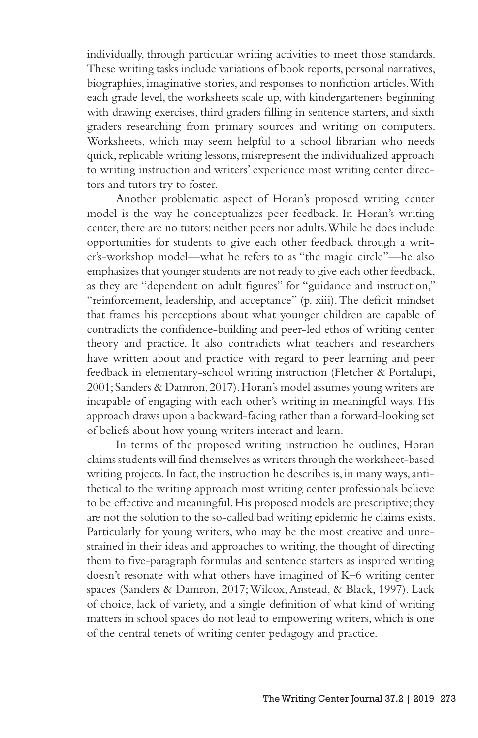individually, through particular writing activities to meet those standards. These writing tasks include variations of book reports, personal narratives, biographies, imaginative stories, and responses to nonfiction articles. With each grade level, the worksheets scale up, with kindergarteners beginning with drawing exercises, third graders filling in sentence starters, and sixth graders researching from primary sources and writing on computers. Worksheets, which may seem helpful to a school librarian who needs quick, replicable writing lessons, misrepresent the individualized approach to writing instruction and writers' experience most writing center directors and tutors try to foster.

Another problematic aspect of Horan's proposed writing center model is the way he conceptualizes peer feedback. In Horan's writing center, there are no tutors: neither peers nor adults. While he does include opportunities for students to give each other feedback through a writer's-workshop model—what he refers to as "the magic circle"—he also emphasizes that younger students are not ready to give each other feedback, as they are "dependent on adult figures" for "guidance and instruction," "reinforcement, leadership, and acceptance" (p. xiii). The deficit mindset that frames his perceptions about what younger children are capable of contradicts the confidence-building and peer-led ethos of writing center theory and practice. It also contradicts what teachers and researchers have written about and practice with regard to peer learning and peer feedback in elementary-school writing instruction (Fletcher & Portalupi, 2001; Sanders & Damron, 2017). Horan's model assumes young writers are incapable of engaging with each other's writing in meaningful ways. His approach draws upon a backward-facing rather than a forward-looking set of beliefs about how young writers interact and learn.

In terms of the proposed writing instruction he outlines, Horan claims students will find themselves as writers through the worksheet-based writing projects. In fact, the instruction he describes is, in many ways, antithetical to the writing approach most writing center professionals believe to be effective and meaningful. His proposed models are prescriptive; they are not the solution to the so-called bad writing epidemic he claims exists. Particularly for young writers, who may be the most creative and unrestrained in their ideas and approaches to writing, the thought of directing them to five-paragraph formulas and sentence starters as inspired writing doesn't resonate with what others have imagined of K–6 writing center spaces (Sanders & Damron, 2017; Wilcox, Anstead, & Black, 1997). Lack of choice, lack of variety, and a single definition of what kind of writing matters in school spaces do not lead to empowering writers, which is one of the central tenets of writing center pedagogy and practice.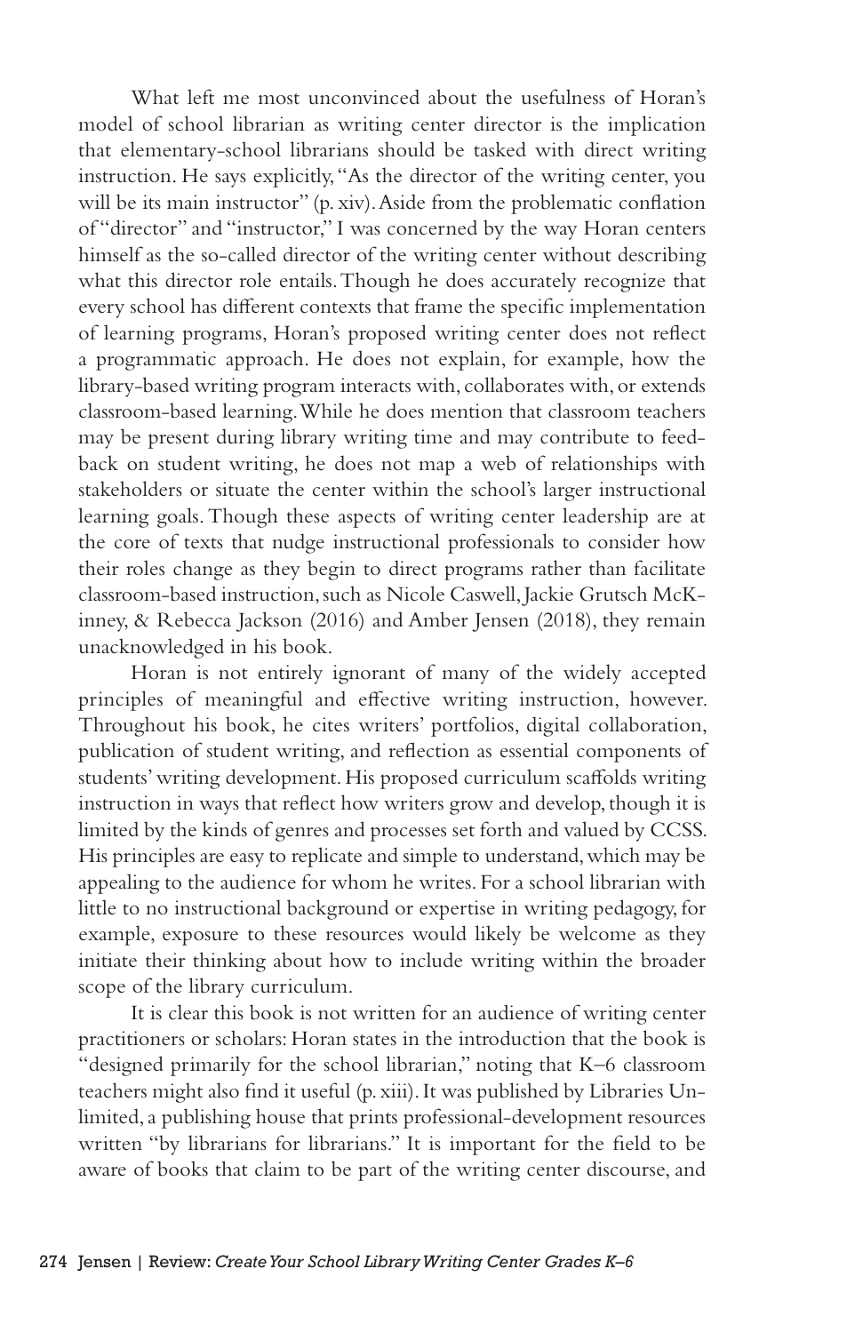What left me most unconvinced about the usefulness of Horan's model of school librarian as writing center director is the implication that elementary-school librarians should be tasked with direct writing instruction. He says explicitly, "As the director of the writing center, you will be its main instructor" (p. xiv). Aside from the problematic conflation of "director" and "instructor," I was concerned by the way Horan centers himself as the so-called director of the writing center without describing what this director role entails. Though he does accurately recognize that every school has different contexts that frame the specific implementation of learning programs, Horan's proposed writing center does not reflect a programmatic approach. He does not explain, for example, how the library-based writing program interacts with, collaborates with, or extends classroom-based learning. While he does mention that classroom teachers may be present during library writing time and may contribute to feedback on student writing, he does not map a web of relationships with stakeholders or situate the center within the school's larger instructional learning goals. Though these aspects of writing center leadership are at the core of texts that nudge instructional professionals to consider how their roles change as they begin to direct programs rather than facilitate classroom-based instruction, such as Nicole Caswell, Jackie Grutsch McKinney, & Rebecca Jackson (2016) and Amber Jensen (2018), they remain unacknowledged in his book.

Horan is not entirely ignorant of many of the widely accepted principles of meaningful and effective writing instruction, however. Throughout his book, he cites writers' portfolios, digital collaboration, publication of student writing, and reflection as essential components of students' writing development. His proposed curriculum scaffolds writing instruction in ways that reflect how writers grow and develop, though it is limited by the kinds of genres and processes set forth and valued by CCSS. His principles are easy to replicate and simple to understand, which may be appealing to the audience for whom he writes. For a school librarian with little to no instructional background or expertise in writing pedagogy, for example, exposure to these resources would likely be welcome as they initiate their thinking about how to include writing within the broader scope of the library curriculum.

It is clear this book is not written for an audience of writing center practitioners or scholars: Horan states in the introduction that the book is "designed primarily for the school librarian," noting that K–6 classroom teachers might also find it useful (p. xiii). It was published by Libraries Unlimited, a publishing house that prints professional-development resources written "by librarians for librarians." It is important for the field to be aware of books that claim to be part of the writing center discourse, and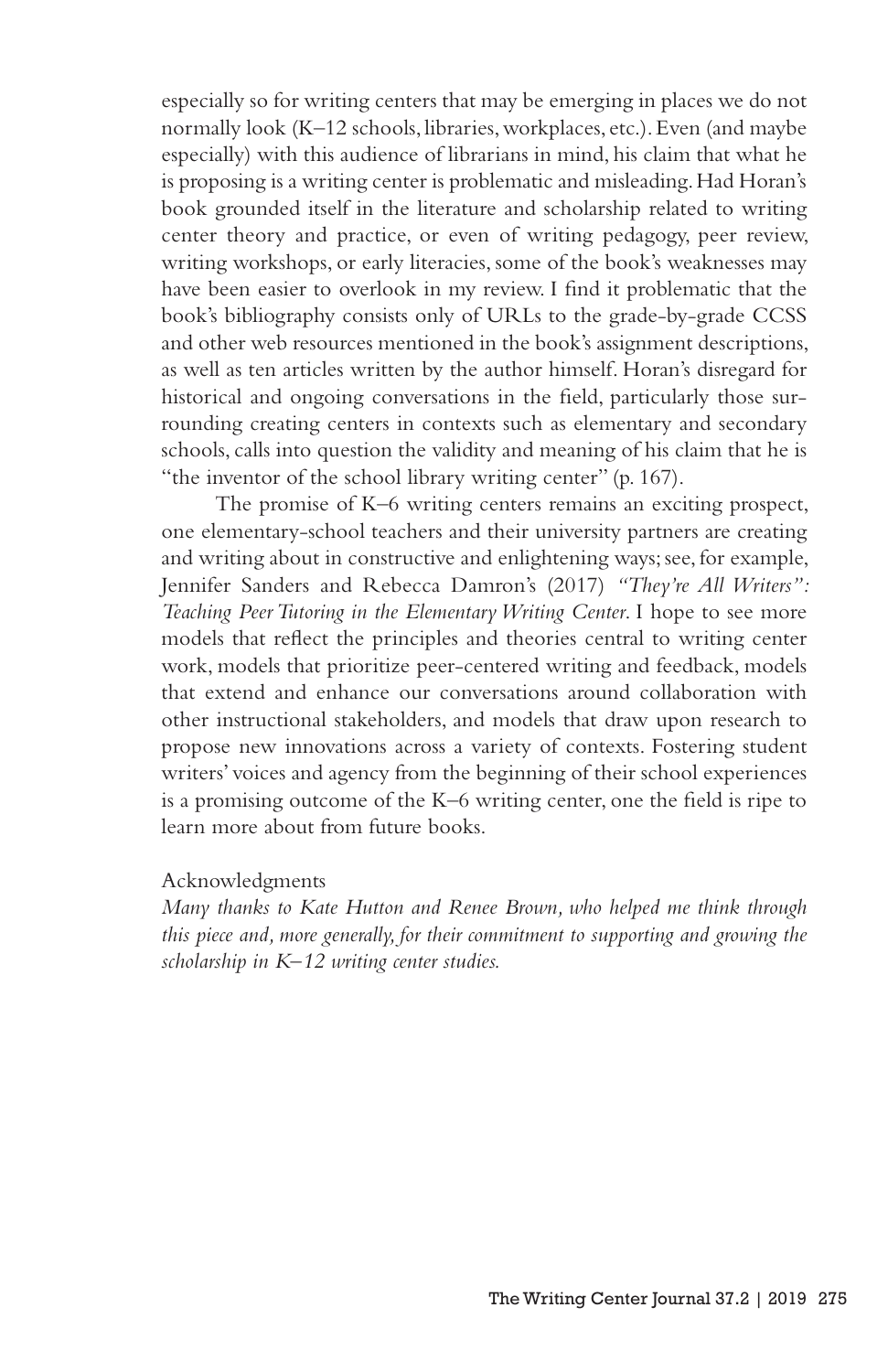especially so for writing centers that may be emerging in places we do not normally look (K–12 schools, libraries, workplaces, etc.). Even (and maybe especially) with this audience of librarians in mind, his claim that what he is proposing is a writing center is problematic and misleading. Had Horan's book grounded itself in the literature and scholarship related to writing center theory and practice, or even of writing pedagogy, peer review, writing workshops, or early literacies, some of the book's weaknesses may have been easier to overlook in my review. I find it problematic that the book's bibliography consists only of URLs to the grade-by-grade CCSS and other web resources mentioned in the book's assignment descriptions, as well as ten articles written by the author himself. Horan's disregard for historical and ongoing conversations in the field, particularly those surrounding creating centers in contexts such as elementary and secondary schools, calls into question the validity and meaning of his claim that he is "the inventor of the school library writing center" (p. 167).

The promise of K–6 writing centers remains an exciting prospect, one elementary-school teachers and their university partners are creating and writing about in constructive and enlightening ways; see, for example, Jennifer Sanders and Rebecca Damron's (2017) *"They're All Writers": Teaching Peer Tutoring in the Elementary Writing Center*. I hope to see more models that reflect the principles and theories central to writing center work, models that prioritize peer-centered writing and feedback, models that extend and enhance our conversations around collaboration with other instructional stakeholders, and models that draw upon research to propose new innovations across a variety of contexts. Fostering student writers' voices and agency from the beginning of their school experiences is a promising outcome of the K–6 writing center, one the field is ripe to learn more about from future books.

Acknowledgments

*Many thanks to Kate Hutton and Renee Brown, who helped me think through this piece and, more generally, for their commitment to supporting and growing the scholarship in K–12 writing center studies.*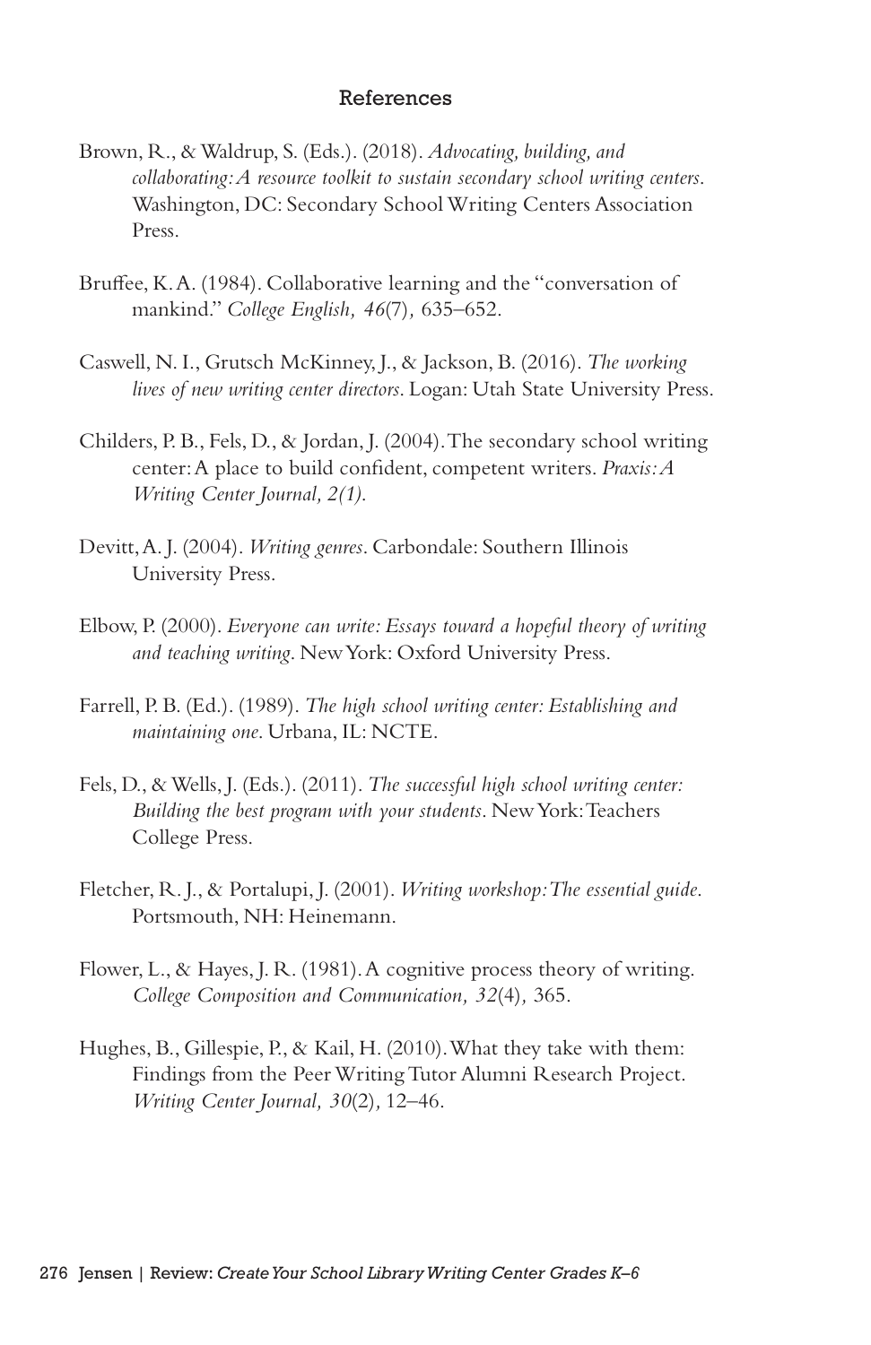## References

Brown, R., & Waldrup, S. (Eds.). (2018). *Advocating, building, and collaborating: A resource toolkit to sustain secondary school writing centers*. Washington, DC: Secondary School Writing Centers Association Press.

Bruffee, K. A. (1984). Collaborative learning and the "conversation of mankind." *College English, 46*(7), 635–652.

Caswell, N. I., Grutsch McKinney, J., & Jackson, B. (2016). *The working lives of new writing center directors*. Logan: Utah State University Press.

Childers, P. B., Fels, D., & Jordan, J. (2004). The secondary school writing center: A place to build confident, competent writers. *Praxis: A Writing Center Journal, 2(1).*

Devitt, A. J. (2004). *Writing genres*. Carbondale: Southern Illinois University Press.

Elbow, P. (2000). *Everyone can write: Essays toward a hopeful theory of writing and teaching writing*. New York: Oxford University Press.

Farrell, P. B. (Ed.). (1989). *The high school writing center: Establishing and maintaining one*. Urbana, IL: NCTE.

Fels, D., & Wells, J. (Eds.). (2011). *The successful high school writing center: Building the best program with your students*. New York: Teachers College Press.

Fletcher, R. J., & Portalupi, J. (2001). *Writing workshop: The essential guide*. Portsmouth, NH: Heinemann.

Flower, L., & Hayes, J. R. (1981). A cognitive process theory of writing. *College Composition and Communication, 32*(4), 365.

Hughes, B., Gillespie, P., & Kail, H. (2010). What they take with them: Findings from the Peer Writing Tutor Alumni Research Project. *Writing Center Journal, 30*(2), 12–46.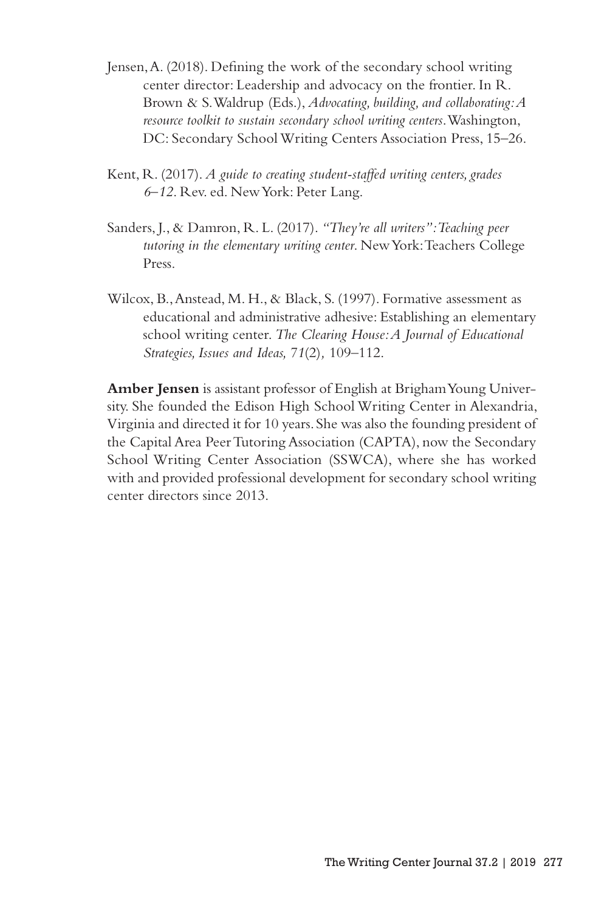Jensen, A. (2018). Defining the work of the secondary school writing center director: Leadership and advocacy on the frontier. In R. Brown & S. Waldrup (Eds.), *Advocating, building, and collaborating: A resource toolkit to sustain secondary school writing centers*. Washington, DC: Secondary School Writing Centers Association Press, 15–26.

Kent, R. (2017). *A guide to creating student-staffed writing centers, grades 6–12*. Rev. ed. New York: Peter Lang.

Sanders, J., & Damron, R. L. (2017). *"They're all writers": Teaching peer tutoring in the elementary writing center*. New York: Teachers College Press.

Wilcox, B., Anstead, M. H., & Black, S. (1997). Formative assessment as educational and administrative adhesive: Establishing an elementary school writing center. *The Clearing House: A Journal of Educational Strategies, Issues and Ideas, 71*(2), 109–112.

**Amber Jensen** is assistant professor of English at Brigham Young University. She founded the Edison High School Writing Center in Alexandria, Virginia and directed it for 10 years. She was also the founding president of the Capital Area Peer Tutoring Association (CAPTA), now the Secondary School Writing Center Association (SSWCA), where she has worked with and provided professional development for secondary school writing center directors since 2013.